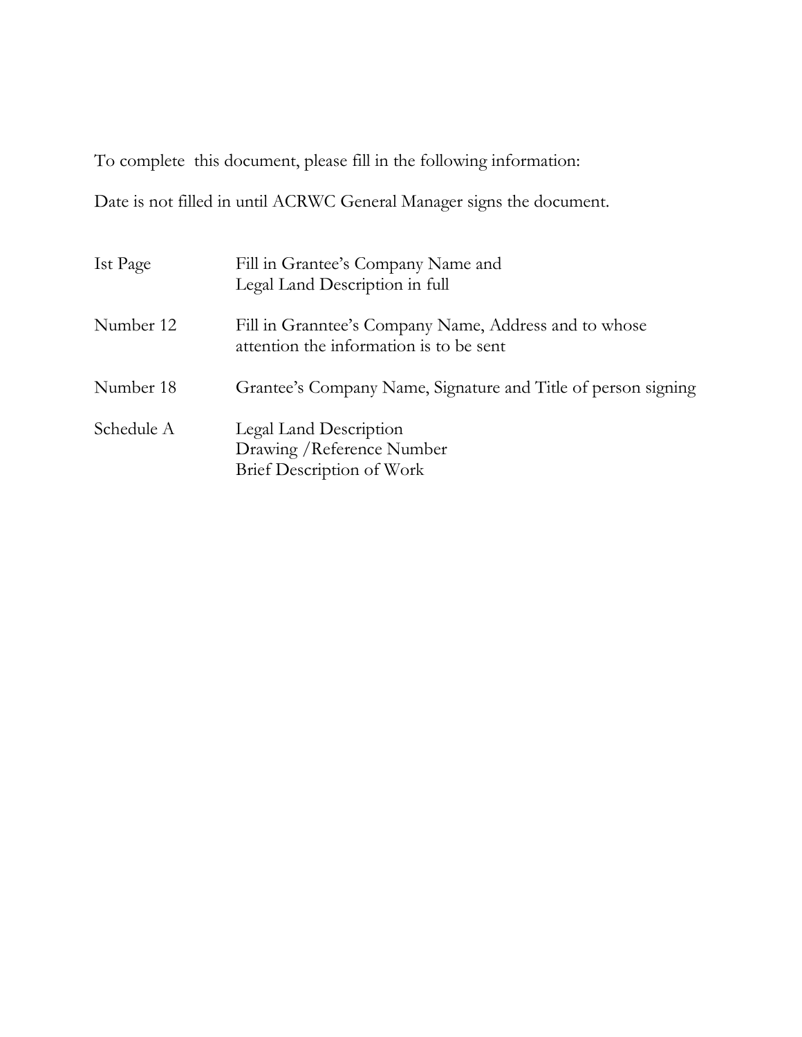To complete  this document, please fill in the following information:

Date is not filled in until ACRWC General Manager signs the document.

| | |
|---|---|
| Ist Page | Fill in Grantee's Company Name and<br>Legal Land Description in full |
| Number 12 | Fill in Granntee's Company Name, Address and to whose attention the information is to be sent |
| Number 18 | Grantee's Company Name, Signature and Title of person signing |
| Schedule A | Legal Land Description<br>Drawing /Reference Number<br>Brief Description of Work |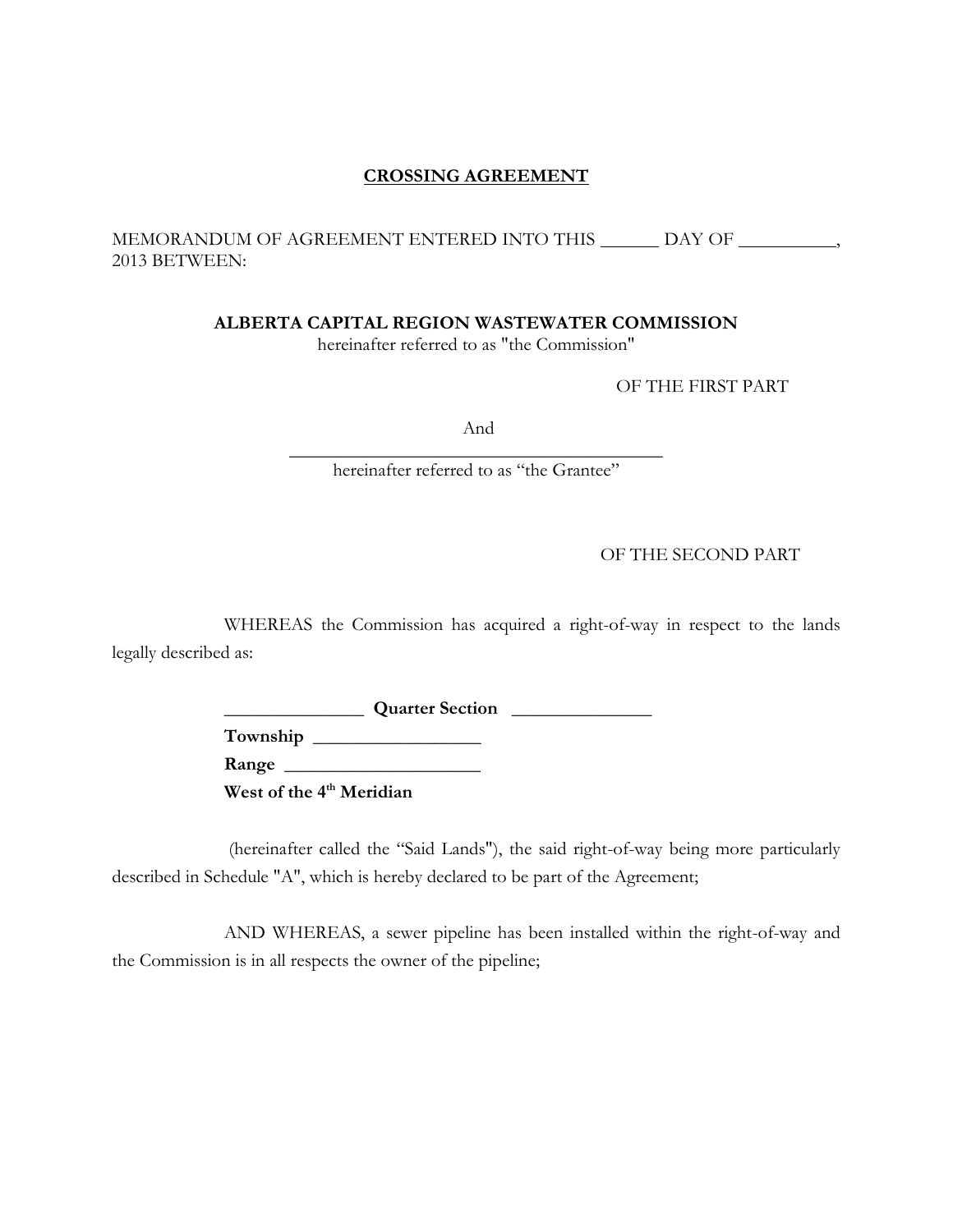# CROSSING AGREEMENT

MEMORANDUM OF AGREEMENT ENTERED INTO THIS ______ DAY OF __________, 2013 BETWEEN:

**ALBERTA CAPITAL REGION WASTEWATER COMMISSION**
hereinafter referred to as "the Commission"

OF THE FIRST PART

And

_________________________________________
hereinafter referred to as "the Grantee"

OF THE SECOND PART

WHEREAS the Commission has acquired a right-of-way in respect to the lands legally described as:

**_______________ Quarter Section _______________**
**Township _________________**
**Range ____________________**
**West of the 4th Meridian**

(hereinafter called the "Said Lands"), the said right-of-way being more particularly described in Schedule "A", which is hereby declared to be part of the Agreement;

AND WHEREAS, a sewer pipeline has been installed within the right-of-way and the Commission is in all respects the owner of the pipeline;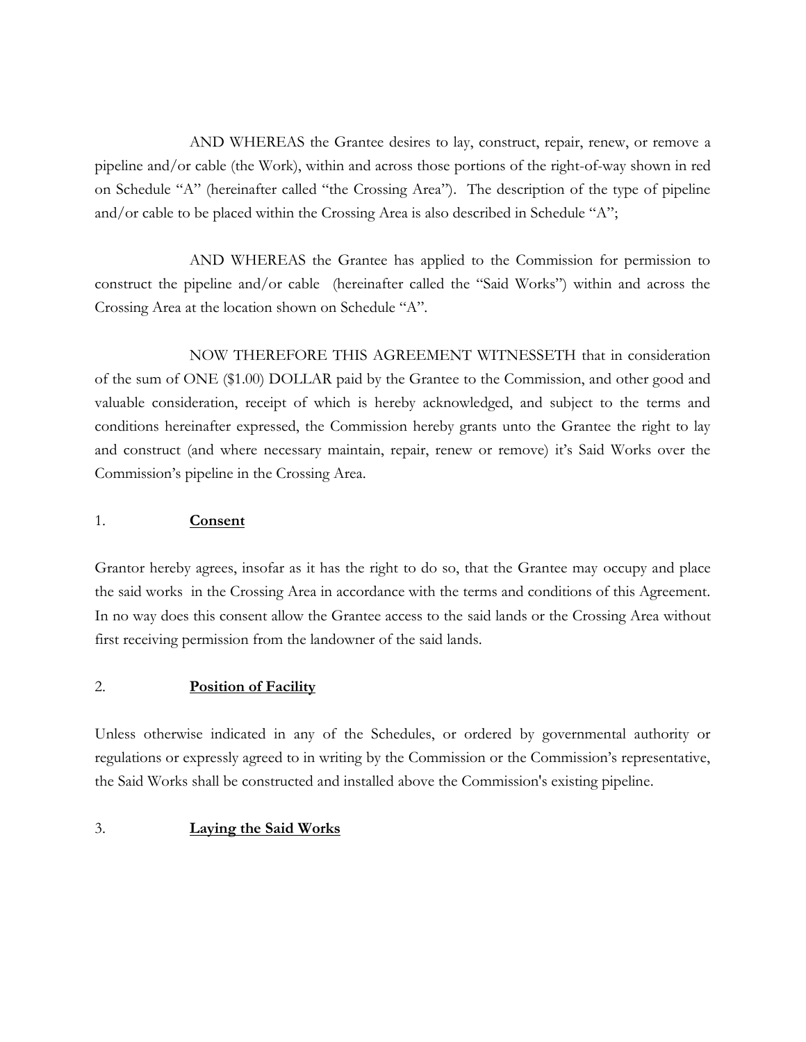AND WHEREAS the Grantee desires to lay, construct, repair, renew, or remove a pipeline and/or cable (the Work), within and across those portions of the right-of-way shown in red on Schedule "A" (hereinafter called "the Crossing Area"). The description of the type of pipeline and/or cable to be placed within the Crossing Area is also described in Schedule "A";

AND WHEREAS the Grantee has applied to the Commission for permission to construct the pipeline and/or cable (hereinafter called the "Said Works") within and across the Crossing Area at the location shown on Schedule "A".

NOW THEREFORE THIS AGREEMENT WITNESSETH that in consideration of the sum of ONE ($1.00) DOLLAR paid by the Grantee to the Commission, and other good and valuable consideration, receipt of which is hereby acknowledged, and subject to the terms and conditions hereinafter expressed, the Commission hereby grants unto the Grantee the right to lay and construct (and where necessary maintain, repair, renew or remove) it's Said Works over the Commission's pipeline in the Crossing Area.

1. **<u>Consent</u>**

Grantor hereby agrees, insofar as it has the right to do so, that the Grantee may occupy and place the said works in the Crossing Area in accordance with the terms and conditions of this Agreement. In no way does this consent allow the Grantee access to the said lands or the Crossing Area without first receiving permission from the landowner of the said lands.

2. **<u>Position of Facility</u>**

Unless otherwise indicated in any of the Schedules, or ordered by governmental authority or regulations or expressly agreed to in writing by the Commission or the Commission's representative, the Said Works shall be constructed and installed above the Commission's existing pipeline.

3. **<u>Laying the Said Works</u>**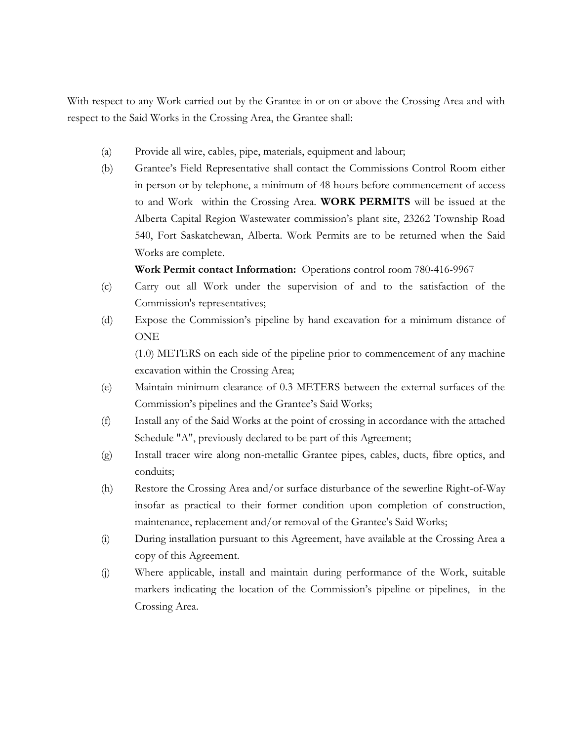With respect to any Work carried out by the Grantee in or on or above the Crossing Area and with respect to the Said Works in the Crossing Area, the Grantee shall:

(a) Provide all wire, cables, pipe, materials, equipment and labour;

(b) Grantee's Field Representative shall contact the Commissions Control Room either in person or by telephone, a minimum of 48 hours before commencement of access to and Work within the Crossing Area. **WORK PERMITS** will be issued at the Alberta Capital Region Wastewater commission's plant site, 23262 Township Road 540, Fort Saskatchewan, Alberta. Work Permits are to be returned when the Said Works are complete.

**Work Permit contact Information:** Operations control room 780-416-9967

(c) Carry out all Work under the supervision of and to the satisfaction of the Commission's representatives;

(d) Expose the Commission's pipeline by hand excavation for a minimum distance of ONE

(1.0) METERS on each side of the pipeline prior to commencement of any machine excavation within the Crossing Area;

(e) Maintain minimum clearance of 0.3 METERS between the external surfaces of the Commission's pipelines and the Grantee's Said Works;

(f) Install any of the Said Works at the point of crossing in accordance with the attached Schedule "A", previously declared to be part of this Agreement;

(g) Install tracer wire along non-metallic Grantee pipes, cables, ducts, fibre optics, and conduits;

(h) Restore the Crossing Area and/or surface disturbance of the sewerline Right-of-Way insofar as practical to their former condition upon completion of construction, maintenance, replacement and/or removal of the Grantee's Said Works;

(i) During installation pursuant to this Agreement, have available at the Crossing Area a copy of this Agreement.

(j) Where applicable, install and maintain during performance of the Work, suitable markers indicating the location of the Commission's pipeline or pipelines, in the Crossing Area.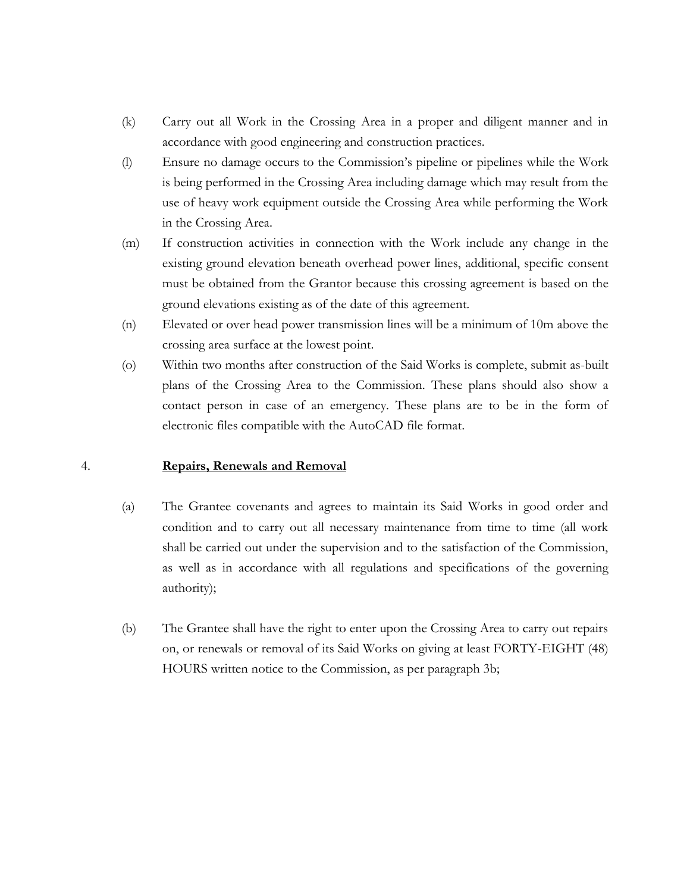(k) Carry out all Work in the Crossing Area in a proper and diligent manner and in accordance with good engineering and construction practices.

(l) Ensure no damage occurs to the Commission's pipeline or pipelines while the Work is being performed in the Crossing Area including damage which may result from the use of heavy work equipment outside the Crossing Area while performing the Work in the Crossing Area.

(m) If construction activities in connection with the Work include any change in the existing ground elevation beneath overhead power lines, additional, specific consent must be obtained from the Grantor because this crossing agreement is based on the ground elevations existing as of the date of this agreement.

(n) Elevated or over head power transmission lines will be a minimum of 10m above the crossing area surface at the lowest point.

(o) Within two months after construction of the Said Works is complete, submit as-built plans of the Crossing Area to the Commission. These plans should also show a contact person in case of an emergency. These plans are to be in the form of electronic files compatible with the AutoCAD file format.

4. **<u>Repairs, Renewals and Removal</u>**

(a) The Grantee covenants and agrees to maintain its Said Works in good order and condition and to carry out all necessary maintenance from time to time (all work shall be carried out under the supervision and to the satisfaction of the Commission, as well as in accordance with all regulations and specifications of the governing authority);

(b) The Grantee shall have the right to enter upon the Crossing Area to carry out repairs on, or renewals or removal of its Said Works on giving at least FORTY-EIGHT (48) HOURS written notice to the Commission, as per paragraph 3b;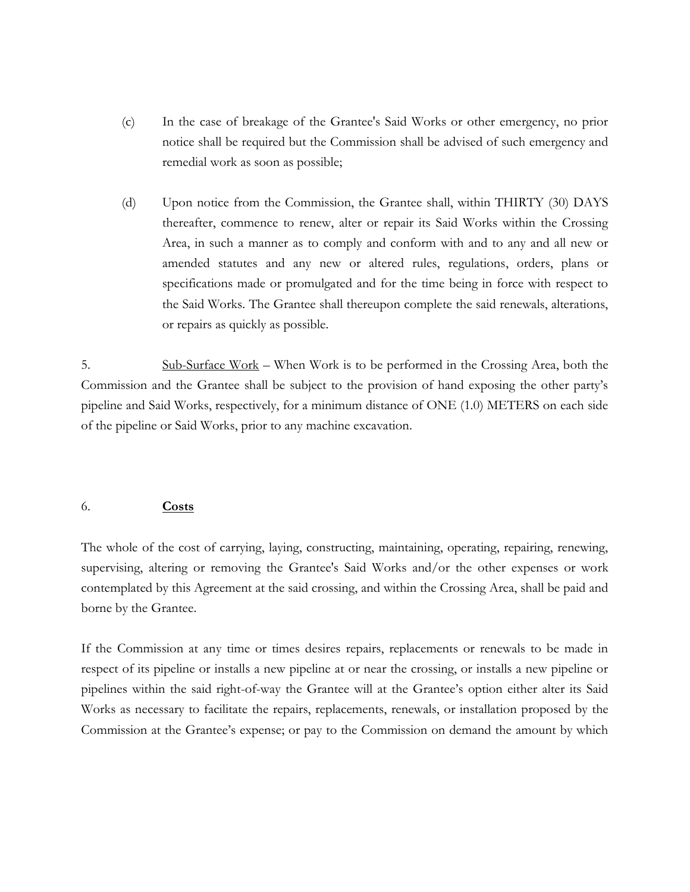(c) In the case of breakage of the Grantee's Said Works or other emergency, no prior notice shall be required but the Commission shall be advised of such emergency and remedial work as soon as possible;

(d) Upon notice from the Commission, the Grantee shall, within THIRTY (30) DAYS thereafter, commence to renew, alter or repair its Said Works within the Crossing Area, in such a manner as to comply and conform with and to any and all new or amended statutes and any new or altered rules, regulations, orders, plans or specifications made or promulgated and for the time being in force with respect to the Said Works. The Grantee shall thereupon complete the said renewals, alterations, or repairs as quickly as possible.

5. <u>Sub-Surface Work</u> – When Work is to be performed in the Crossing Area, both the Commission and the Grantee shall be subject to the provision of hand exposing the other party's pipeline and Said Works, respectively, for a minimum distance of ONE (1.0) METERS on each side of the pipeline or Said Works, prior to any machine excavation.

6. **<u>Costs</u>**

The whole of the cost of carrying, laying, constructing, maintaining, operating, repairing, renewing, supervising, altering or removing the Grantee's Said Works and/or the other expenses or work contemplated by this Agreement at the said crossing, and within the Crossing Area, shall be paid and borne by the Grantee.

If the Commission at any time or times desires repairs, replacements or renewals to be made in respect of its pipeline or installs a new pipeline at or near the crossing, or installs a new pipeline or pipelines within the said right-of-way the Grantee will at the Grantee's option either alter its Said Works as necessary to facilitate the repairs, replacements, renewals, or installation proposed by the Commission at the Grantee's expense; or pay to the Commission on demand the amount by which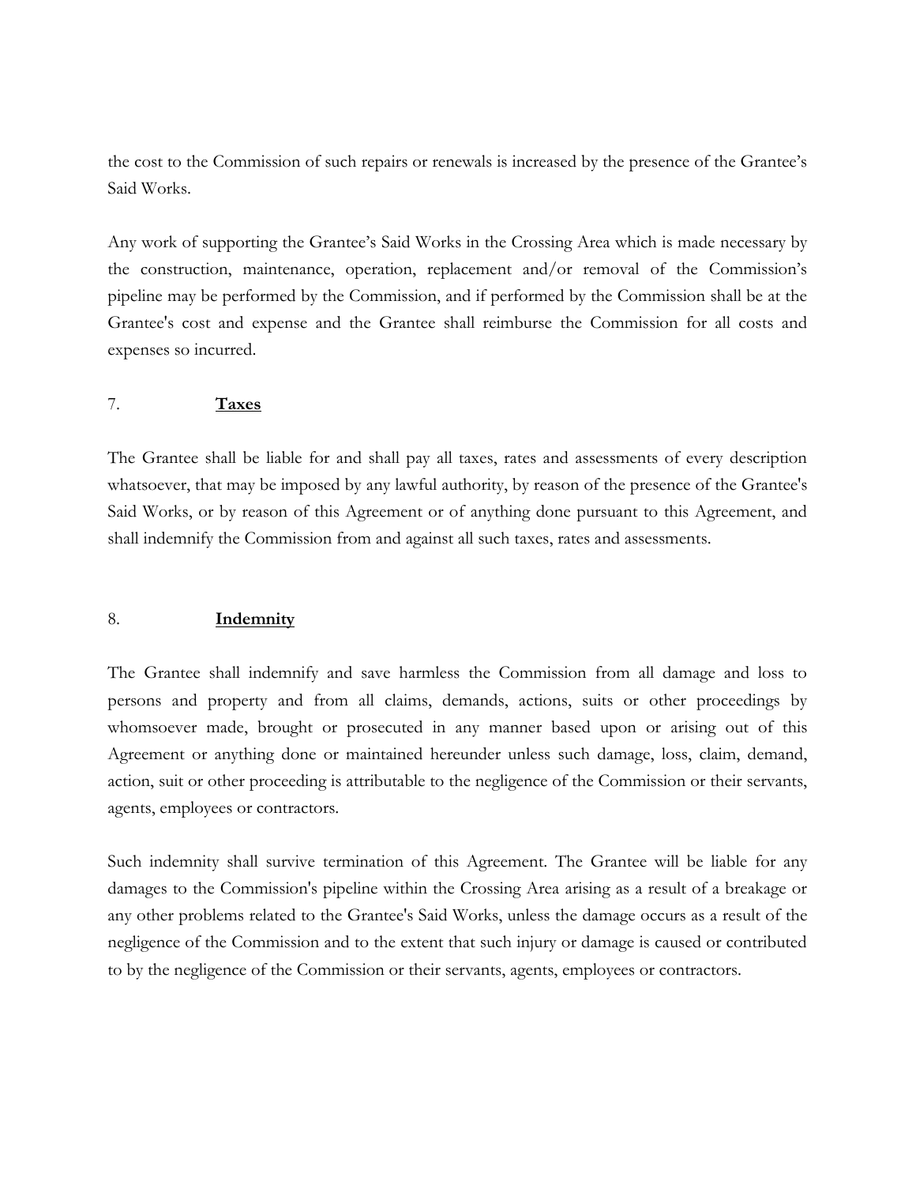the cost to the Commission of such repairs or renewals is increased by the presence of the Grantee's Said Works.

Any work of supporting the Grantee's Said Works in the Crossing Area which is made necessary by the construction, maintenance, operation, replacement and/or removal of the Commission's pipeline may be performed by the Commission, and if performed by the Commission shall be at the Grantee's cost and expense and the Grantee shall reimburse the Commission for all costs and expenses so incurred.

## 7. **Taxes**

The Grantee shall be liable for and shall pay all taxes, rates and assessments of every description whatsoever, that may be imposed by any lawful authority, by reason of the presence of the Grantee's Said Works, or by reason of this Agreement or of anything done pursuant to this Agreement, and shall indemnify the Commission from and against all such taxes, rates and assessments.

## 8. **Indemnity**

The Grantee shall indemnify and save harmless the Commission from all damage and loss to persons and property and from all claims, demands, actions, suits or other proceedings by whomsoever made, brought or prosecuted in any manner based upon or arising out of this Agreement or anything done or maintained hereunder unless such damage, loss, claim, demand, action, suit or other proceeding is attributable to the negligence of the Commission or their servants, agents, employees or contractors.

Such indemnity shall survive termination of this Agreement. The Grantee will be liable for any damages to the Commission's pipeline within the Crossing Area arising as a result of a breakage or any other problems related to the Grantee's Said Works, unless the damage occurs as a result of the negligence of the Commission and to the extent that such injury or damage is caused or contributed to by the negligence of the Commission or their servants, agents, employees or contractors.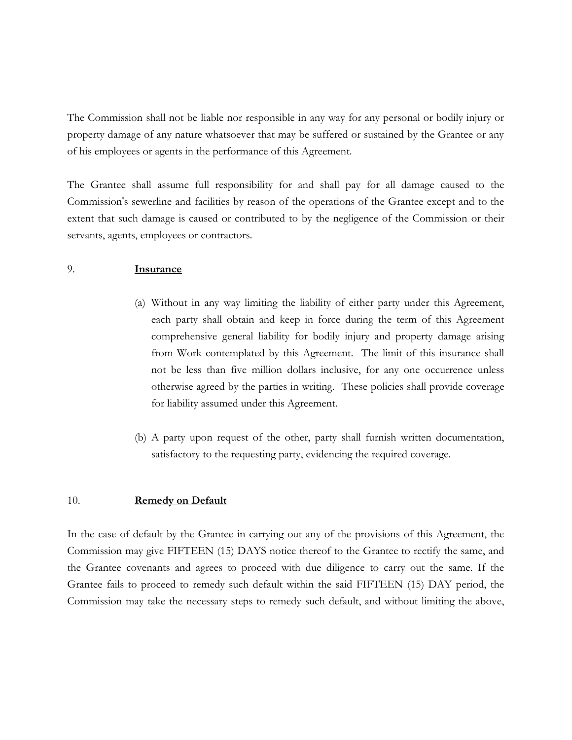The Commission shall not be liable nor responsible in any way for any personal or bodily injury or property damage of any nature whatsoever that may be suffered or sustained by the Grantee or any of his employees or agents in the performance of this Agreement.

The Grantee shall assume full responsibility for and shall pay for all damage caused to the Commission's sewerline and facilities by reason of the operations of the Grantee except and to the extent that such damage is caused or contributed to by the negligence of the Commission or their servants, agents, employees or contractors.

9. **<u>Insurance</u>**

(a) Without in any way limiting the liability of either party under this Agreement, each party shall obtain and keep in force during the term of this Agreement comprehensive general liability for bodily injury and property damage arising from Work contemplated by this Agreement. The limit of this insurance shall not be less than five million dollars inclusive, for any one occurrence unless otherwise agreed by the parties in writing. These policies shall provide coverage for liability assumed under this Agreement.

(b) A party upon request of the other, party shall furnish written documentation, satisfactory to the requesting party, evidencing the required coverage.

10. **<u>Remedy on Default</u>**

In the case of default by the Grantee in carrying out any of the provisions of this Agreement, the Commission may give FIFTEEN (15) DAYS notice thereof to the Grantee to rectify the same, and the Grantee covenants and agrees to proceed with due diligence to carry out the same. If the Grantee fails to proceed to remedy such default within the said FIFTEEN (15) DAY period, the Commission may take the necessary steps to remedy such default, and without limiting the above,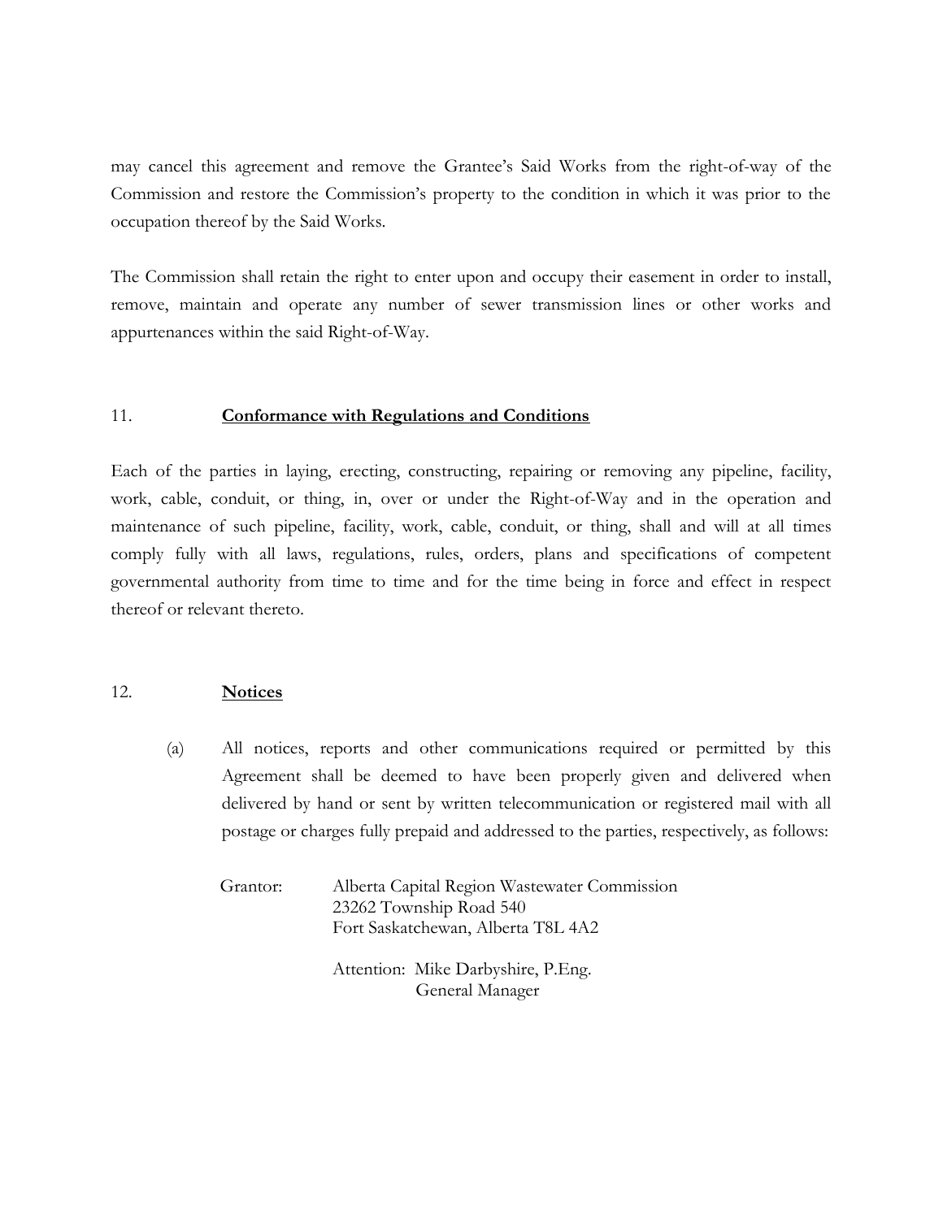may cancel this agreement and remove the Grantee's Said Works from the right-of-way of the Commission and restore the Commission's property to the condition in which it was prior to the occupation thereof by the Said Works.

The Commission shall retain the right to enter upon and occupy their easement in order to install, remove, maintain and operate any number of sewer transmission lines or other works and appurtenances within the said Right-of-Way.

11. **Conformance with Regulations and Conditions**

Each of the parties in laying, erecting, constructing, repairing or removing any pipeline, facility, work, cable, conduit, or thing, in, over or under the Right-of-Way and in the operation and maintenance of such pipeline, facility, work, cable, conduit, or thing, shall and will at all times comply fully with all laws, regulations, rules, orders, plans and specifications of competent governmental authority from time to time and for the time being in force and effect in respect thereof or relevant thereto.

12. **Notices**

(a) All notices, reports and other communications required or permitted by this Agreement shall be deemed to have been properly given and delivered when delivered by hand or sent by written telecommunication or registered mail with all postage or charges fully prepaid and addressed to the parties, respectively, as follows:

Grantor: Alberta Capital Region Wastewater Commission
23262 Township Road 540
Fort Saskatchewan, Alberta T8L 4A2

Attention: Mike Darbyshire, P.Eng.
General Manager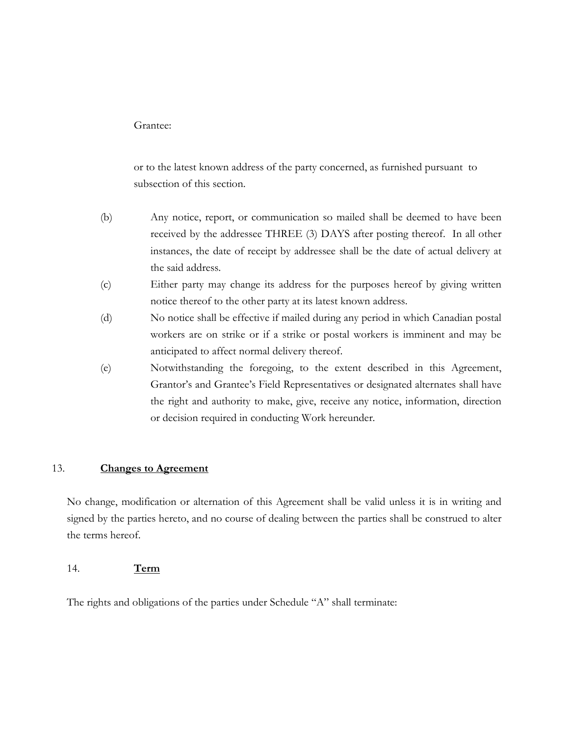Grantee:

or to the latest known address of the party concerned, as furnished pursuant to subsection of this section.

(b) Any notice, report, or communication so mailed shall be deemed to have been received by the addressee THREE (3) DAYS after posting thereof. In all other instances, the date of receipt by addressee shall be the date of actual delivery at the said address.

(c) Either party may change its address for the purposes hereof by giving written notice thereof to the other party at its latest known address.

(d) No notice shall be effective if mailed during any period in which Canadian postal workers are on strike or if a strike or postal workers is imminent and may be anticipated to affect normal delivery thereof.

(e) Notwithstanding the foregoing, to the extent described in this Agreement, Grantor's and Grantee's Field Representatives or designated alternates shall have the right and authority to make, give, receive any notice, information, direction or decision required in conducting Work hereunder.

13. **Changes to Agreement**

No change, modification or alternation of this Agreement shall be valid unless it is in writing and signed by the parties hereto, and no course of dealing between the parties shall be construed to alter the terms hereof.

14. **Term**

The rights and obligations of the parties under Schedule "A" shall terminate: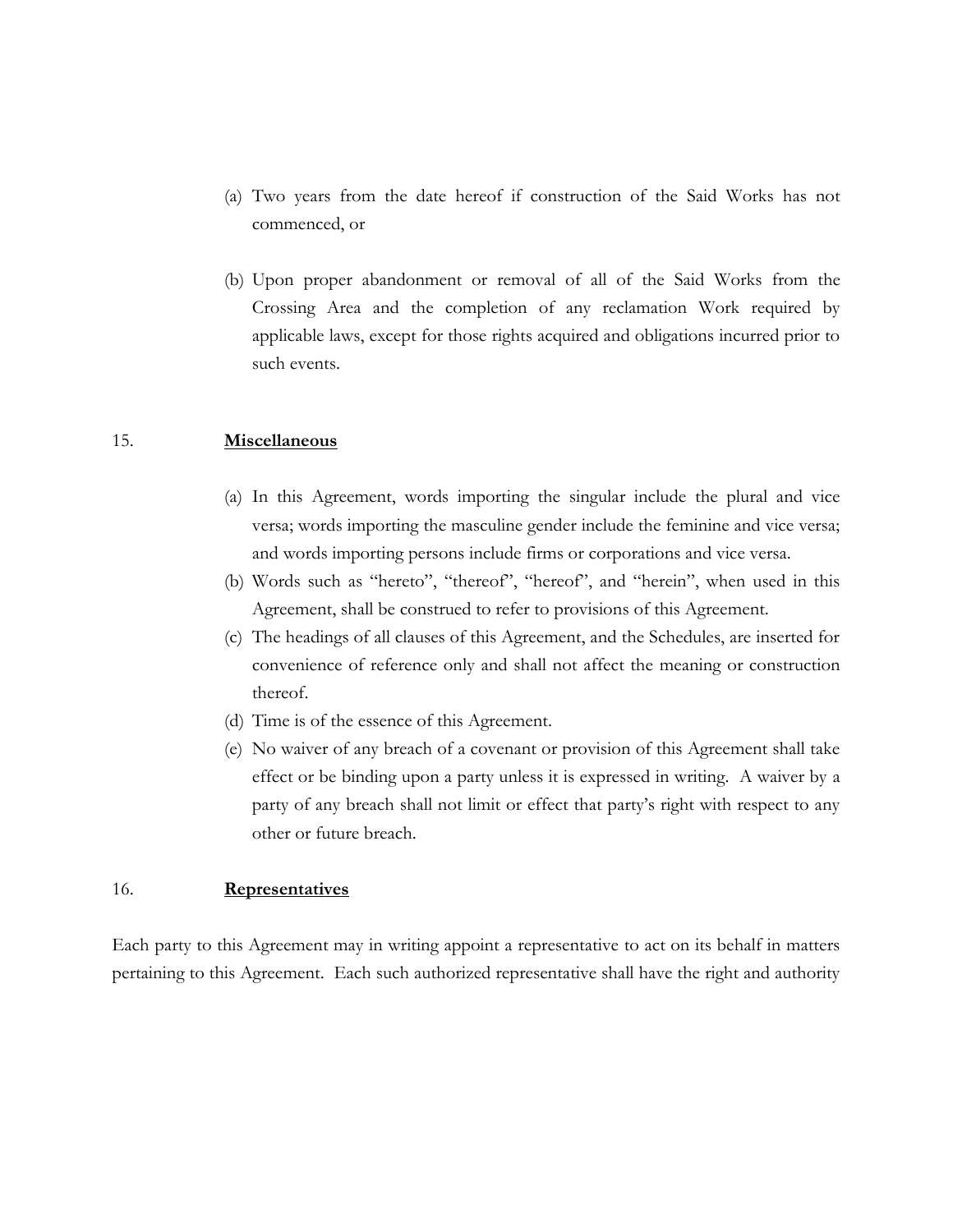(a) Two years from the date hereof if construction of the Said Works has not commenced, or

(b) Upon proper abandonment or removal of all of the Said Works from the Crossing Area and the completion of any reclamation Work required by applicable laws, except for those rights acquired and obligations incurred prior to such events.

15. **Miscellaneous**

(a) In this Agreement, words importing the singular include the plural and vice versa; words importing the masculine gender include the feminine and vice versa; and words importing persons include firms or corporations and vice versa.

(b) Words such as "hereto", "thereof", "hereof", and "herein", when used in this Agreement, shall be construed to refer to provisions of this Agreement.

(c) The headings of all clauses of this Agreement, and the Schedules, are inserted for convenience of reference only and shall not affect the meaning or construction thereof.

(d) Time is of the essence of this Agreement.

(e) No waiver of any breach of a covenant or provision of this Agreement shall take effect or be binding upon a party unless it is expressed in writing. A waiver by a party of any breach shall not limit or effect that party's right with respect to any other or future breach.

16. **Representatives**

Each party to this Agreement may in writing appoint a representative to act on its behalf in matters pertaining to this Agreement. Each such authorized representative shall have the right and authority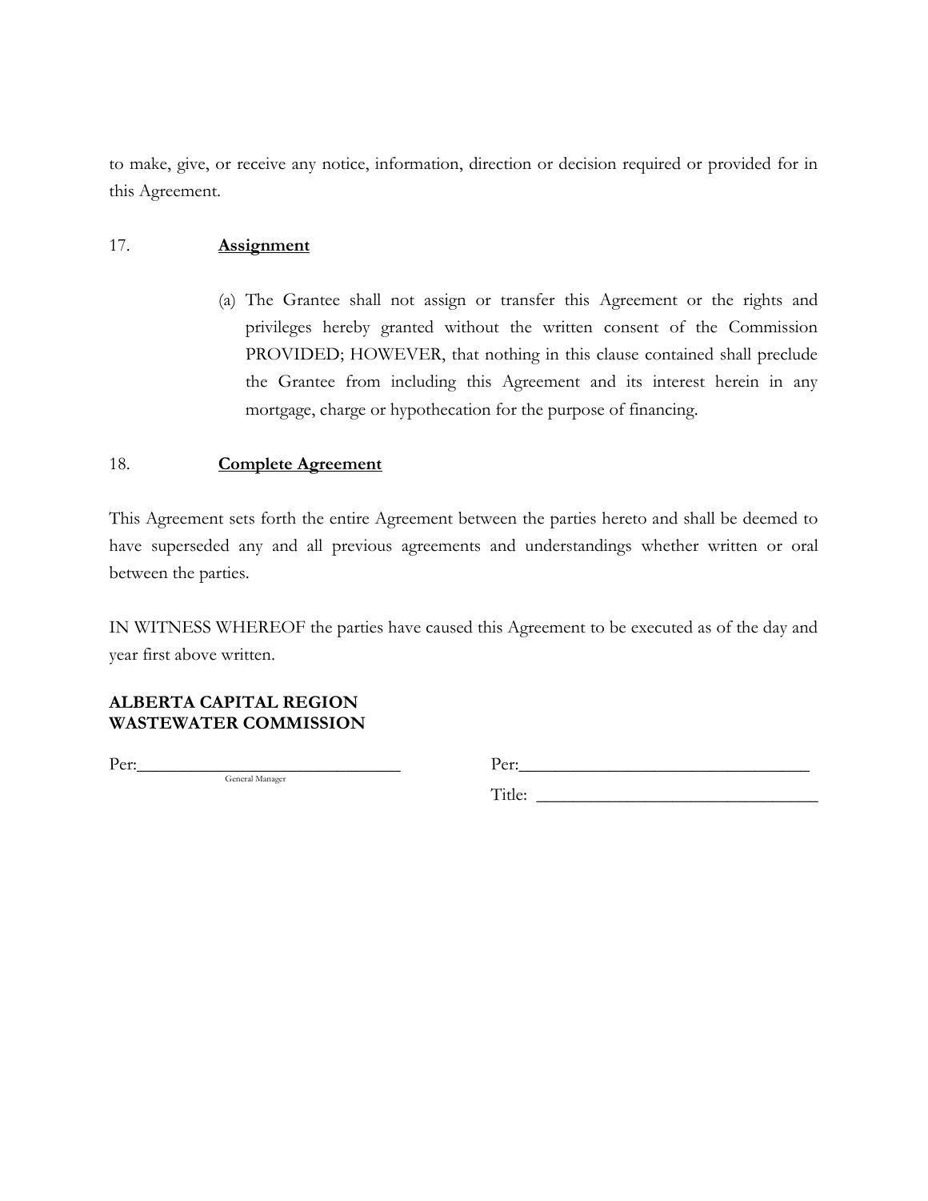to make, give, or receive any notice, information, direction or decision required or provided for in this Agreement.

17. **Assignment**

(a) The Grantee shall not assign or transfer this Agreement or the rights and privileges hereby granted without the written consent of the Commission PROVIDED; HOWEVER, that nothing in this clause contained shall preclude the Grantee from including this Agreement and its interest herein in any mortgage, charge or hypothecation for the purpose of financing.

18. **Complete Agreement**

This Agreement sets forth the entire Agreement between the parties hereto and shall be deemed to have superseded any and all previous agreements and understandings whether written or oral between the parties.

IN WITNESS WHEREOF the parties have caused this Agreement to be executed as of the day and year first above written.

**ALBERTA CAPITAL REGION WASTEWATER COMMISSION**

Per:_______________________________
General Manager

Per:_______________________________

Title: _______________________________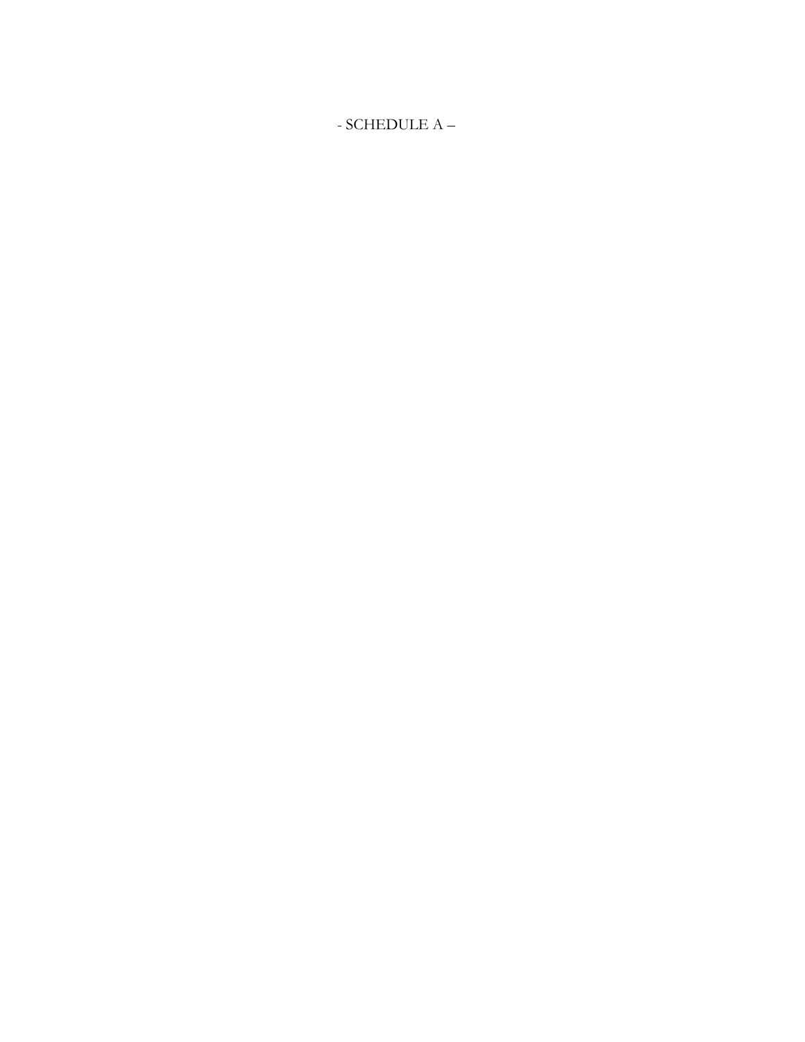- SCHEDULE A –